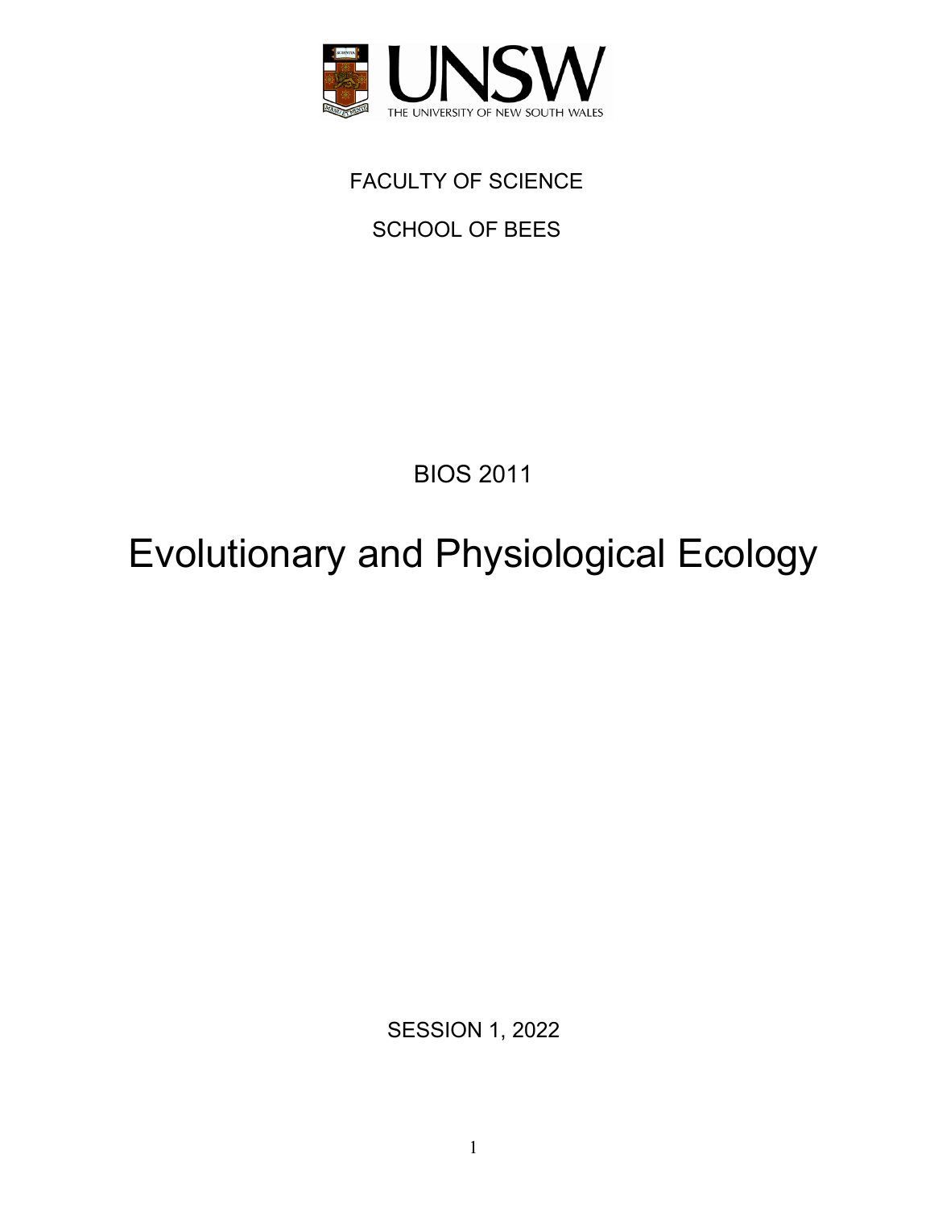FACULTY OF SCIENCE

SCHOOL OF BEES

BIOS 2011

# Evolutionary and Physiological Ecology

SESSION 1, 2022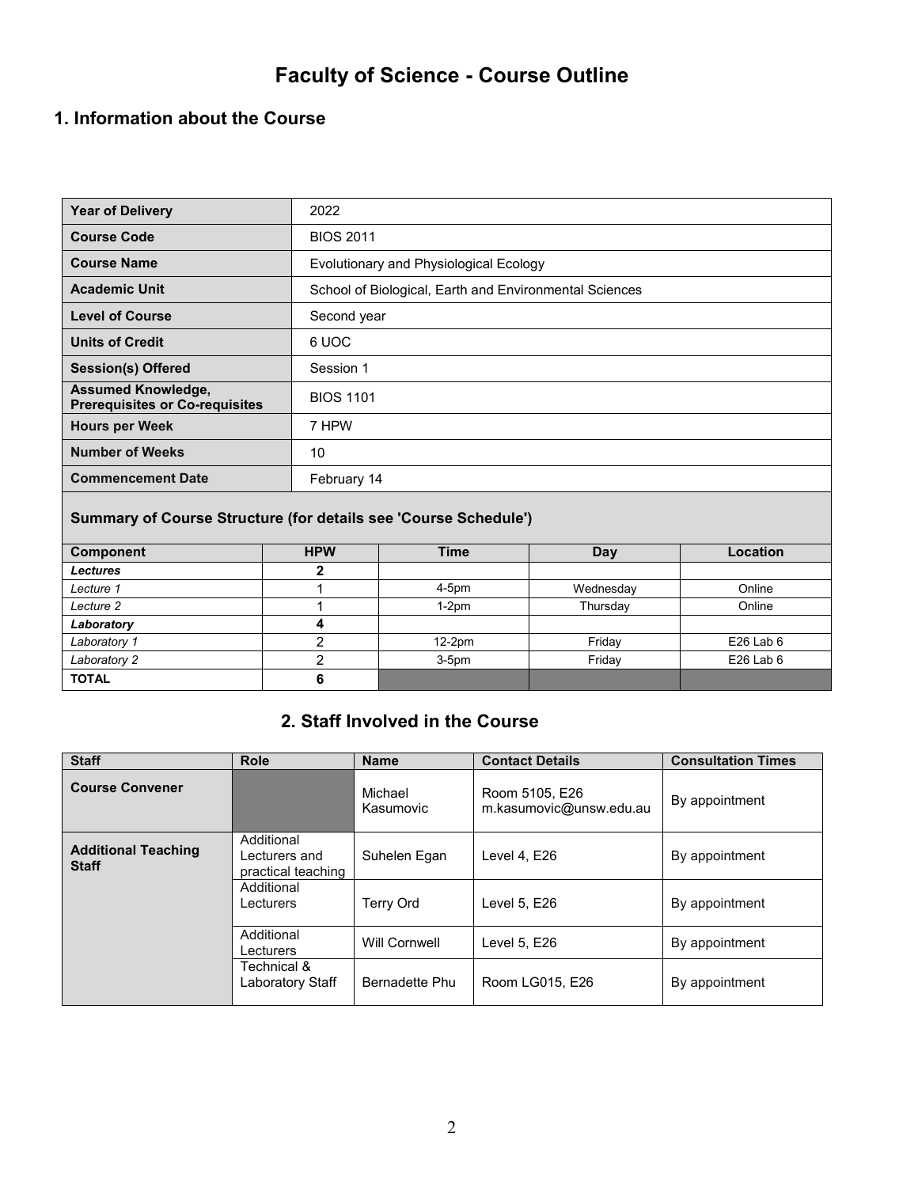# Faculty of Science - Course Outline

## 1. Information about the Course

| | |
|---|---|
| **Year of Delivery** | 2022 |
| **Course Code** | BIOS 2011 |
| **Course Name** | Evolutionary and Physiological Ecology |
| **Academic Unit** | School of Biological, Earth and Environmental Sciences |
| **Level of Course** | Second year |
| **Units of Credit** | 6 UOC |
| **Session(s) Offered** | Session 1 |
| **Assumed Knowledge, Prerequisites or Co-requisites** | BIOS 1101 |
| **Hours per Week** | 7 HPW |
| **Number of Weeks** | 10 |
| **Commencement Date** | February 14 |

### Summary of Course Structure (for details see 'Course Schedule')

| Component | HPW | Time | Day | Location |
|---|---|---|---|---|
| ***Lectures*** | **2** | | | |
| *Lecture 1* | 1 | 4-5pm | Wednesday | Online |
| *Lecture 2* | 1 | 1-2pm | Thursday | Online |
| ***Laboratory*** | **4** | | | |
| *Laboratory 1* | 2 | 12-2pm | Friday | E26 Lab 6 |
| *Laboratory 2* | 2 | 3-5pm | Friday | E26 Lab 6 |
| **TOTAL** | **6** | | | |

## 2. Staff Involved in the Course

| Staff | Role | Name | Contact Details | Consultation Times |
|---|---|---|---|---|
| **Course Convener** | | Michael Kasumovic | Room 5105, E26 m.kasumovic@unsw.edu.au | By appointment |
| **Additional Teaching Staff** | Additional Lecturers and practical teaching | Suhelen Egan | Level 4, E26 | By appointment |
| | Additional Lecturers | Terry Ord | Level 5, E26 | By appointment |
| | Additional Lecturers | Will Cornwell | Level 5, E26 | By appointment |
| | Technical & Laboratory Staff | Bernadette Phu | Room LG015, E26 | By appointment |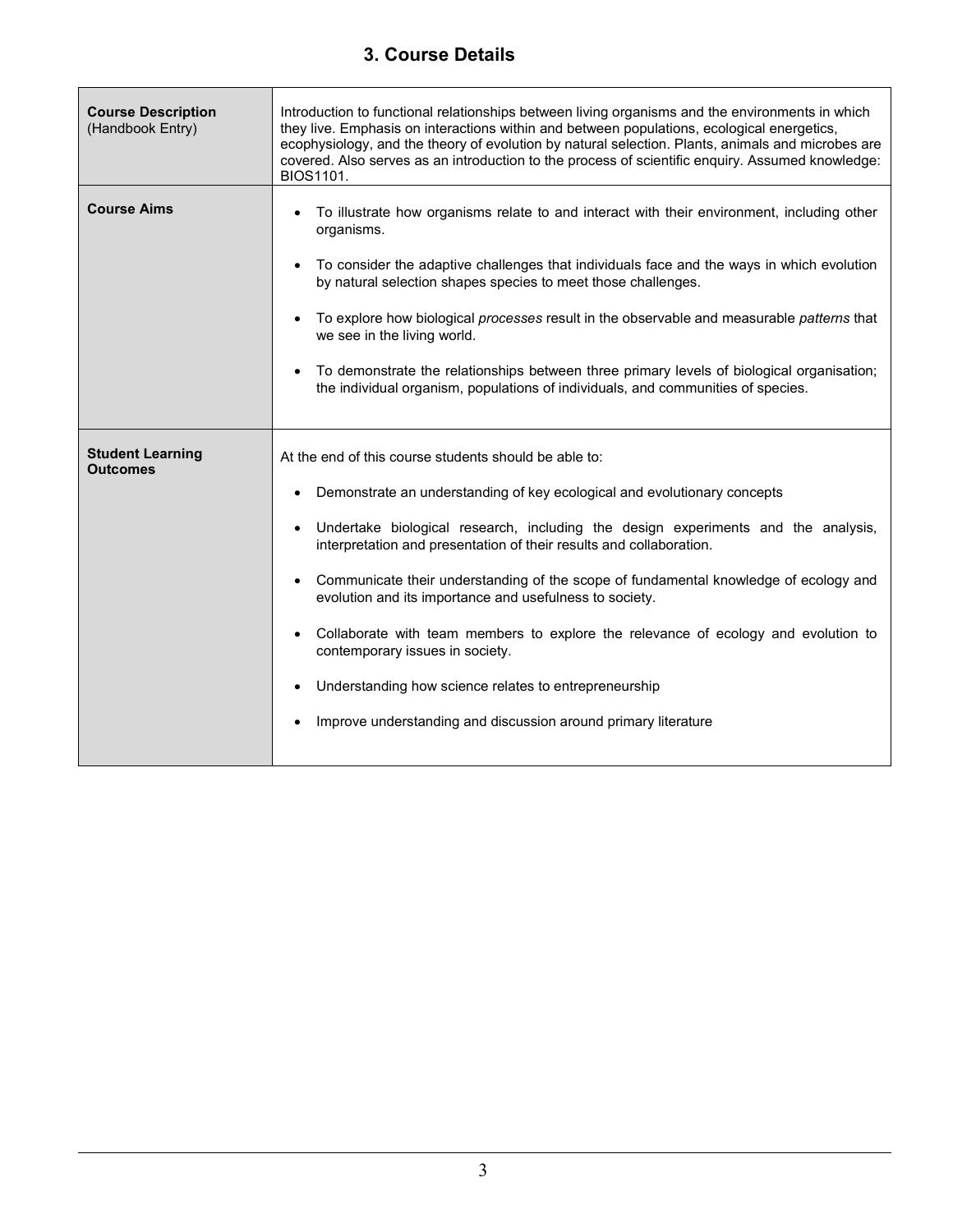## 3. Course Details

| | |
|---|---|
| **Course Description** (Handbook Entry) | Introduction to functional relationships between living organisms and the environments in which they live. Emphasis on interactions within and between populations, ecological energetics, ecophysiology, and the theory of evolution by natural selection. Plants, animals and microbes are covered. Also serves as an introduction to the process of scientific enquiry. Assumed knowledge: BIOS1101. |
| **Course Aims** | • To illustrate how organisms relate to and interact with their environment, including other organisms.<br><br>• To consider the adaptive challenges that individuals face and the ways in which evolution by natural selection shapes species to meet those challenges.<br><br>• To explore how biological *processes* result in the observable and measurable *patterns* that we see in the living world.<br><br>• To demonstrate the relationships between three primary levels of biological organisation; the individual organism, populations of individuals, and communities of species. |
| **Student Learning Outcomes** | At the end of this course students should be able to:<br><br>• Demonstrate an understanding of key ecological and evolutionary concepts<br><br>• Undertake biological research, including the design experiments and the analysis, interpretation and presentation of their results and collaboration.<br><br>• Communicate their understanding of the scope of fundamental knowledge of ecology and evolution and its importance and usefulness to society.<br><br>• Collaborate with team members to explore the relevance of ecology and evolution to contemporary issues in society.<br><br>• Understanding how science relates to entrepreneurship<br><br>• Improve understanding and discussion around primary literature |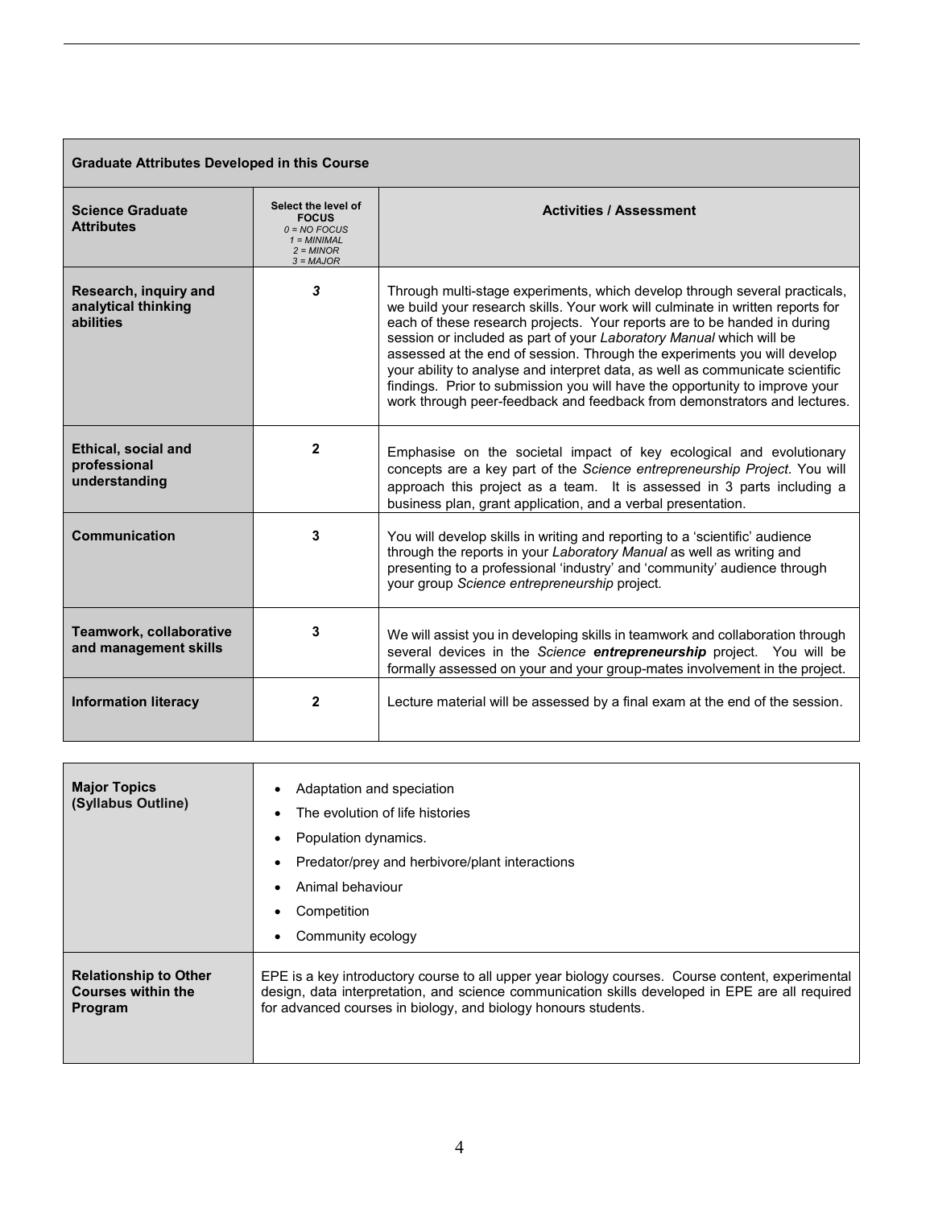| Graduate Attributes Developed in this Course | | |
|---|---|---|
| **Science Graduate Attributes** | **Select the level of FOCUS** *0 = NO FOCUS 1 = MINIMAL 2 = MINOR 3 = MAJOR* | **Activities / Assessment** |
| **Research, inquiry and analytical thinking abilities** | *3* | Through multi-stage experiments, which develop through several practicals, we build your research skills. Your work will culminate in written reports for each of these research projects. Your reports are to be handed in during session or included as part of your *Laboratory Manual* which will be assessed at the end of session. Through the experiments you will develop your ability to analyse and interpret data, as well as communicate scientific findings. Prior to submission you will have the opportunity to improve your work through peer-feedback and feedback from demonstrators and lectures. |
| **Ethical, social and professional understanding** | 2 | Emphasise on the societal impact of key ecological and evolutionary concepts are a key part of the *Science entrepreneurship Project*. You will approach this project as a team. It is assessed in 3 parts including a business plan, grant application, and a verbal presentation. |
| **Communication** | 3 | You will develop skills in writing and reporting to a 'scientific' audience through the reports in your *Laboratory Manual* as well as writing and presenting to a professional 'industry' and 'community' audience through your group *Science entrepreneurship* project. |
| **Teamwork, collaborative and management skills** | 3 | We will assist you in developing skills in teamwork and collaboration through several devices in the *Science **entrepreneurship*** project. You will be formally assessed on your and your group-mates involvement in the project. |
| **Information literacy** | 2 | Lecture material will be assessed by a final exam at the end of the session. |

| | |
|---|---|
| **Major Topics (Syllabus Outline)** | • Adaptation and speciation<br>• The evolution of life histories<br>• Population dynamics.<br>• Predator/prey and herbivore/plant interactions<br>• Animal behaviour<br>• Competition<br>• Community ecology |
| **Relationship to Other Courses within the Program** | EPE is a key introductory course to all upper year biology courses. Course content, experimental design, data interpretation, and science communication skills developed in EPE are all required for advanced courses in biology, and biology honours students. |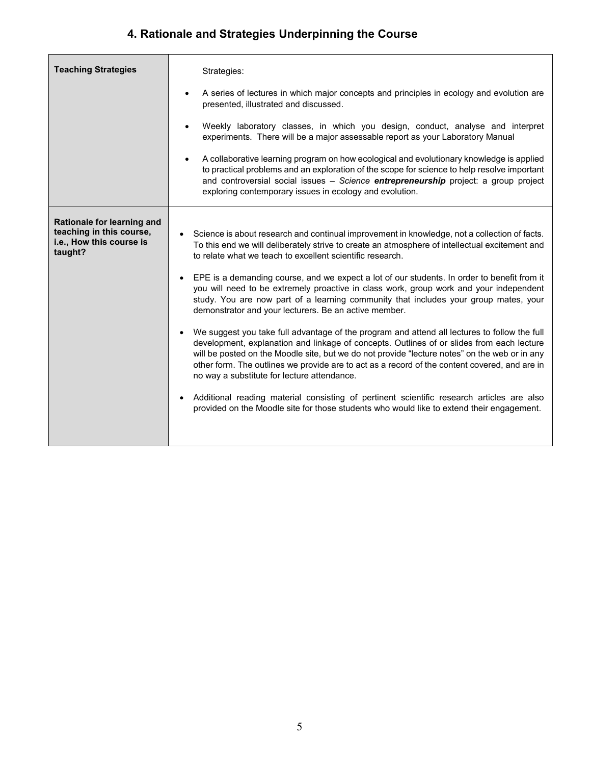## 4. Rationale and Strategies Underpinning the Course

| | |
|---|---|
| **Teaching Strategies** | Strategies:<br><br>• A series of lectures in which major concepts and principles in ecology and evolution are presented, illustrated and discussed.<br><br>• Weekly laboratory classes, in which you design, conduct, analyse and interpret experiments. There will be a major assessable report as your Laboratory Manual<br><br>• A collaborative learning program on how ecological and evolutionary knowledge is applied to practical problems and an exploration of the scope for science to help resolve important and controversial social issues – *Science **entrepreneurship*** project: a group project exploring contemporary issues in ecology and evolution. |
| **Rationale for learning and teaching in this course, i.e., How this course is taught?** | • Science is about research and continual improvement in knowledge, not a collection of facts. To this end we will deliberately strive to create an atmosphere of intellectual excitement and to relate what we teach to excellent scientific research.<br><br>• EPE is a demanding course, and we expect a lot of our students. In order to benefit from it you will need to be extremely proactive in class work, group work and your independent study. You are now part of a learning community that includes your group mates, your demonstrator and your lecturers. Be an active member.<br><br>• We suggest you take full advantage of the program and attend all lectures to follow the full development, explanation and linkage of concepts. Outlines of or slides from each lecture will be posted on the Moodle site, but we do not provide "lecture notes" on the web or in any other form. The outlines we provide are to act as a record of the content covered, and are in no way a substitute for lecture attendance.<br><br>• Additional reading material consisting of pertinent scientific research articles are also provided on the Moodle site for those students who would like to extend their engagement. |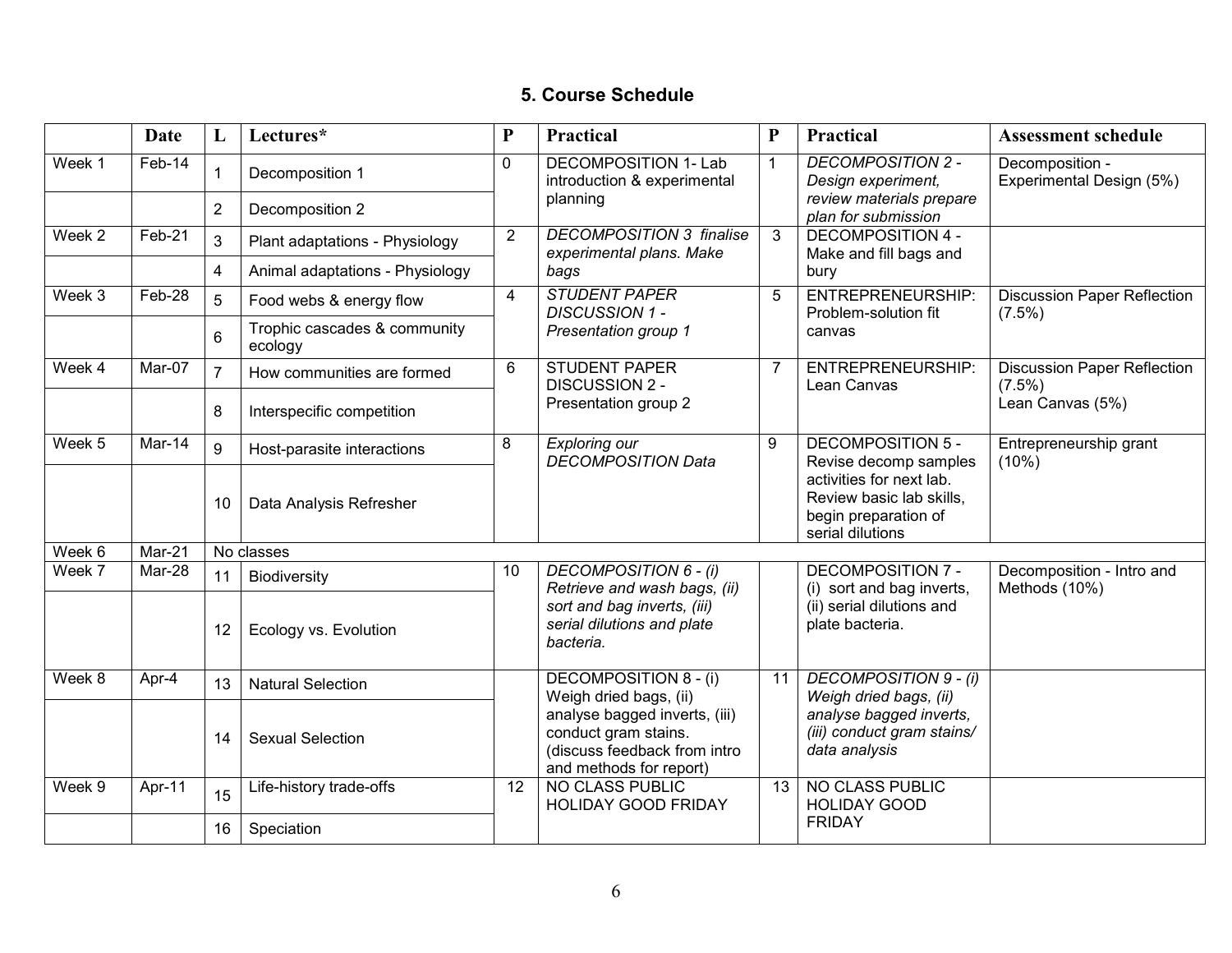## 5. Course Schedule

| | Date | L | Lectures* | P | Practical | P | Practical | Assessment schedule |
|---|---|---|---|---|---|---|---|---|
| Week 1 | Feb-14 | 1 | Decomposition 1 | 0 | DECOMPOSITION 1- Lab introduction & experimental planning | 1 | *DECOMPOSITION 2 - Design experiment, review materials prepare plan for submission* | Decomposition - Experimental Design (5%) |
| | | 2 | Decomposition 2 | | | | | |
| Week 2 | Feb-21 | 3 | Plant adaptations - Physiology | 2 | *DECOMPOSITION 3 finalise experimental plans. Make bags* | 3 | DECOMPOSITION 4 - Make and fill bags and bury | |
| | | 4 | Animal adaptations - Physiology | | | | | |
| Week 3 | Feb-28 | 5 | Food webs & energy flow | 4 | *STUDENT PAPER DISCUSSION 1 - Presentation group 1* | 5 | ENTREPRENEURSHIP: Problem-solution fit canvas | Discussion Paper Reflection (7.5%) |
| | | 6 | Trophic cascades & community ecology | | | | | |
| Week 4 | Mar-07 | 7 | How communities are formed | 6 | STUDENT PAPER DISCUSSION 2 - Presentation group 2 | 7 | ENTREPRENEURSHIP: Lean Canvas | Discussion Paper Reflection (7.5%)<br>Lean Canvas (5%) |
| | | 8 | Interspecific competition | | | | | |
| Week 5 | Mar-14 | 9 | Host-parasite interactions | 8 | *Exploring our DECOMPOSITION Data* | 9 | DECOMPOSITION 5 - Revise decomp samples activities for next lab. Review basic lab skills, begin preparation of serial dilutions | Entrepreneurship grant (10%) |
| | | 10 | Data Analysis Refresher | | | | | |
| Week 6 | Mar-21 | No classes | | | | | | |
| Week 7 | Mar-28 | 11 | Biodiversity | 10 | *DECOMPOSITION 6 - (i) Retrieve and wash bags, (ii) sort and bag inverts, (iii) serial dilutions and plate bacteria.* | | DECOMPOSITION 7 - (i) sort and bag inverts, (ii) serial dilutions and plate bacteria. | Decomposition - Intro and Methods (10%) |
| | | 12 | Ecology vs. Evolution | | | | | |
| Week 8 | Apr-4 | 13 | Natural Selection | | DECOMPOSITION 8 - (i) Weigh dried bags, (ii) analyse bagged inverts, (iii) conduct gram stains. (discuss feedback from intro and methods for report) | 11 | *DECOMPOSITION 9 - (i) Weigh dried bags, (ii) analyse bagged inverts, (iii) conduct gram stains/ data analysis* | |
| | | 14 | Sexual Selection | | | | | |
| Week 9 | Apr-11 | 15 | Life-history trade-offs | 12 | NO CLASS PUBLIC HOLIDAY GOOD FRIDAY | 13 | NO CLASS PUBLIC HOLIDAY GOOD FRIDAY | |
| | | 16 | Speciation | | | | | |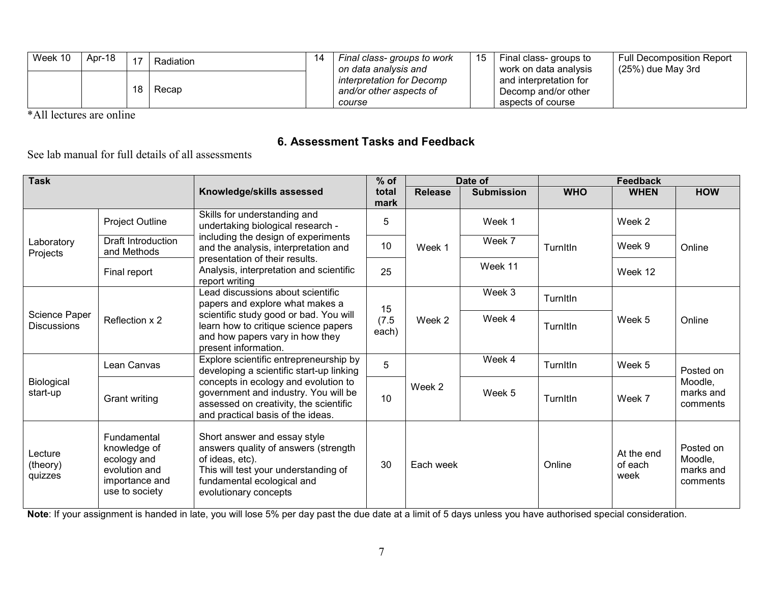| Week 10 | Apr-18 | 17 | Radiation | 14 | *Final class- groups to work on data analysis and interpretation for Decomp and/or other aspects of course* | 15 | Final class- groups to work on data analysis and interpretation for Decomp and/or other aspects of course | Full Decomposition Report (25%) due May 3rd |
|---|---|---|---|---|---|---|---|---|
| | | 18 | Recap | | | | | |

*All lectures are online

## 6. Assessment Tasks and Feedback

See lab manual for full details of all assessments

| Task | | Knowledge/skills assessed | % of total mark | Date of | | Feedback | | |
|---|---|---|---|---|---|---|---|---|
| | | | | Release | Submission | WHO | WHEN | HOW |
| Laboratory Projects | Project Outline | Skills for understanding and undertaking biological research - including the design of experiments and the analysis, interpretation and presentation of their results. Analysis, interpretation and scientific report writing | 5 | Week 1 | Week 1 | TurnItIn | Week 2 | Online |
| | Draft Introduction and Methods | | 10 | | Week 7 | | Week 9 | |
| | Final report | | 25 | | Week 11 | | Week 12 | |
| Science Paper Discussions | Reflection x 2 | Lead discussions about scientific papers and explore what makes a scientific study good or bad. You will learn how to critique science papers and how papers vary in how they present information. | 15 (7.5 each) | Week 2 | Week 3 | TurnItIn | Week 5 | Online |
| | | | | | Week 4 | TurnItIn | | |
| Biological start-up | Lean Canvas | Explore scientific entrepreneurship by developing a scientific start-up linking concepts in ecology and evolution to government and industry. You will be assessed on creativity, the scientific and practical basis of the ideas. | 5 | Week 2 | Week 4 | TurnItIn | Week 5 | Posted on Moodle, marks and comments |
| | Grant writing | | 10 | | Week 5 | TurnItIn | Week 7 | |
| Lecture (theory) quizzes | Fundamental knowledge of ecology and evolution and importance and use to society | Short answer and essay style answers quality of answers (strength of ideas, etc). This will test your understanding of fundamental ecological and evolutionary concepts | 30 | Each week | | Online | At the end of each week | Posted on Moodle, marks and comments |

**Note**: If your assignment is handed in late, you will lose 5% per day past the due date at a limit of 5 days unless you have authorised special consideration.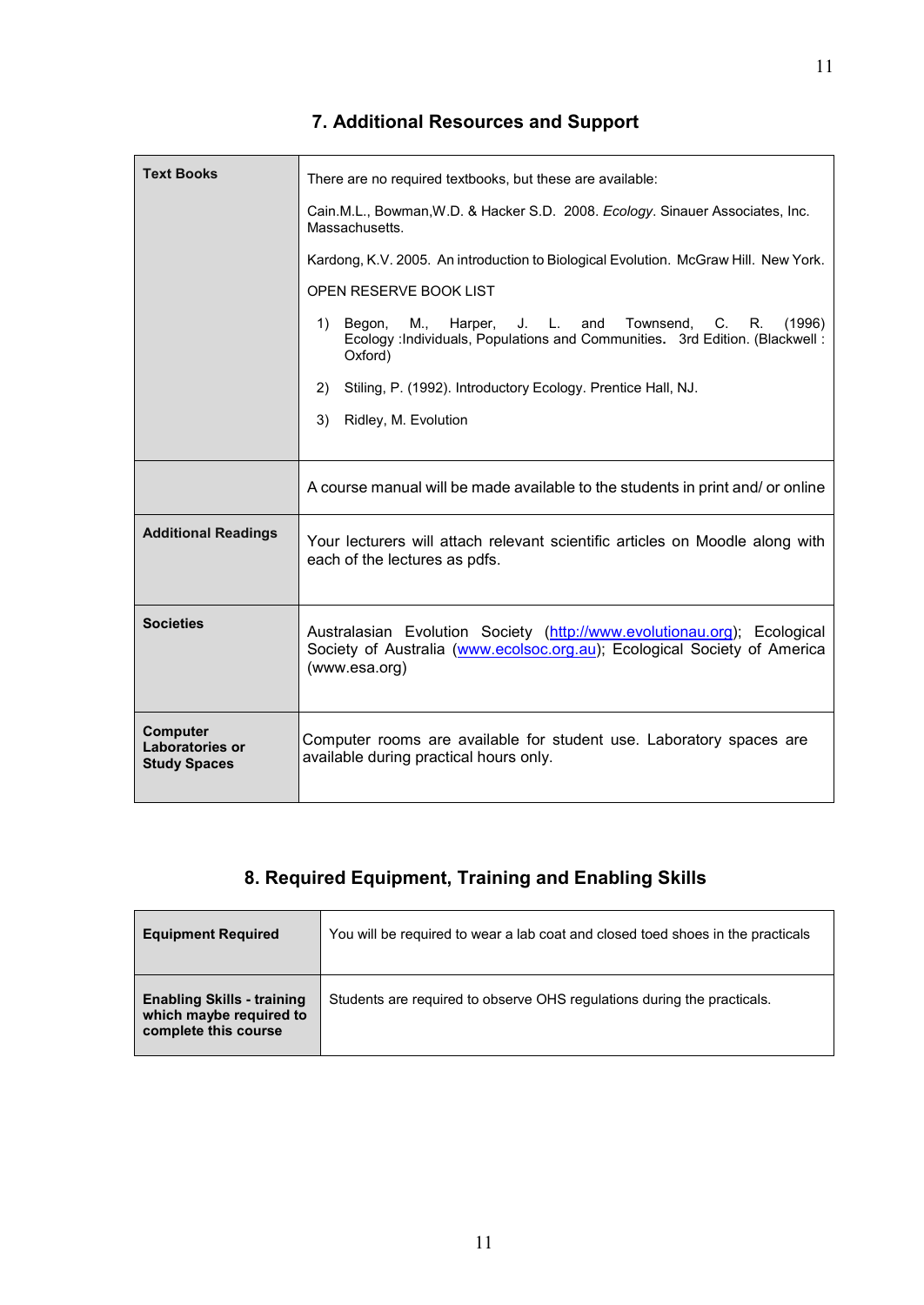## 7. Additional Resources and Support

| | |
|---|---|
| **Text Books** | There are no required textbooks, but these are available:<br><br>Cain.M.L., Bowman,W.D. & Hacker S.D. 2008. *Ecology*. Sinauer Associates, Inc. Massachusetts.<br><br>Kardong, K.V. 2005. An introduction to Biological Evolution. McGraw Hill. New York.<br><br>OPEN RESERVE BOOK LIST<br><br>1) Begon, M., Harper, J. L. and Townsend, C. R. (1996) Ecology :Individuals, Populations and Communities. 3rd Edition. (Blackwell : Oxford)<br><br>2) Stiling, P. (1992). Introductory Ecology. Prentice Hall, NJ.<br><br>3) Ridley, M. Evolution |
| | A course manual will be made available to the students in print and/ or online |
| **Additional Readings** | Your lecturers will attach relevant scientific articles on Moodle along with each of the lectures as pdfs. |
| **Societies** | Australasian Evolution Society (http://www.evolutionau.org); Ecological Society of Australia (www.ecolsoc.org.au); Ecological Society of America (www.esa.org) |
| **Computer Laboratories or Study Spaces** | Computer rooms are available for student use. Laboratory spaces are available during practical hours only. |

## 8. Required Equipment, Training and Enabling Skills

| | |
|---|---|
| **Equipment Required** | You will be required to wear a lab coat and closed toed shoes in the practicals |
| **Enabling Skills - training which maybe required to complete this course** | Students are required to observe OHS regulations during the practicals. |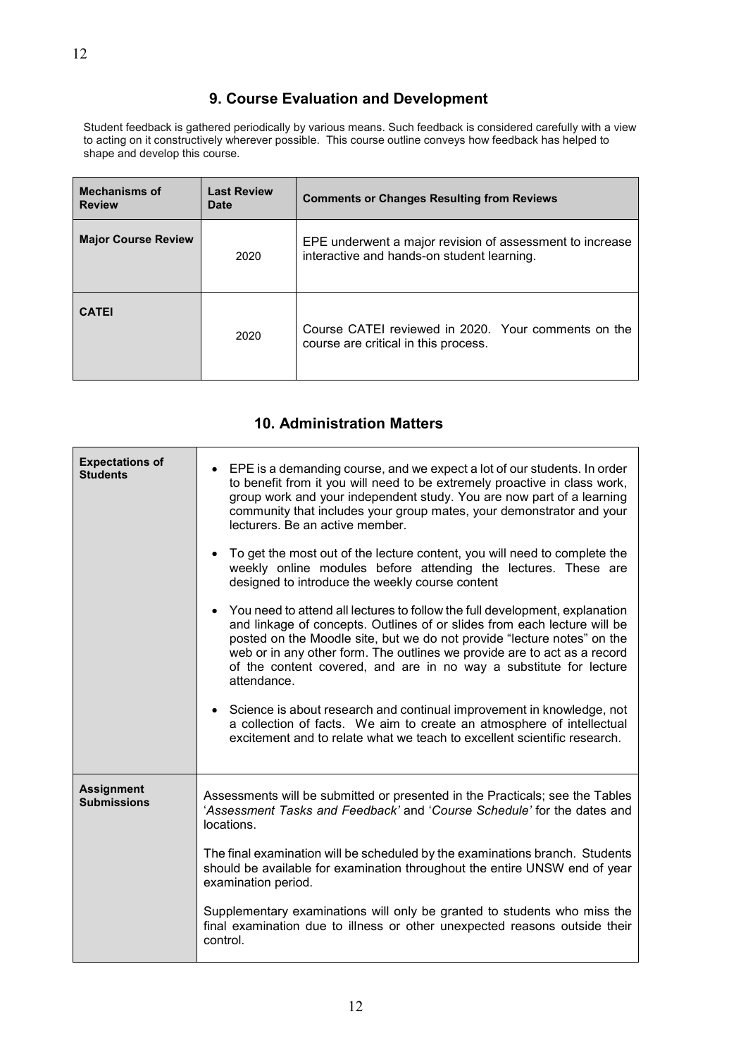## 9. Course Evaluation and Development

Student feedback is gathered periodically by various means. Such feedback is considered carefully with a view to acting on it constructively wherever possible. This course outline conveys how feedback has helped to shape and develop this course.

| Mechanisms of Review | Last Review Date | Comments or Changes Resulting from Reviews |
|---|---|---|
| **Major Course Review** | 2020 | EPE underwent a major revision of assessment to increase interactive and hands-on student learning. |
| **CATEI** | 2020 | Course CATEI reviewed in 2020. Your comments on the course are critical in this process. |

## 10. Administration Matters

| | |
|---|---|
| **Expectations of Students** | • EPE is a demanding course, and we expect a lot of our students. In order to benefit from it you will need to be extremely proactive in class work, group work and your independent study. You are now part of a learning community that includes your group mates, your demonstrator and your lecturers. Be an active member.<br><br>• To get the most out of the lecture content, you will need to complete the weekly online modules before attending the lectures. These are designed to introduce the weekly course content<br><br>• You need to attend all lectures to follow the full development, explanation and linkage of concepts. Outlines of or slides from each lecture will be posted on the Moodle site, but we do not provide "lecture notes" on the web or in any other form. The outlines we provide are to act as a record of the content covered, and are in no way a substitute for lecture attendance.<br><br>• Science is about research and continual improvement in knowledge, not a collection of facts. We aim to create an atmosphere of intellectual excitement and to relate what we teach to excellent scientific research. |
| **Assignment Submissions** | Assessments will be submitted or presented in the Practicals; see the Tables '*Assessment Tasks and Feedback*' and '*Course Schedule*' for the dates and locations.<br><br>The final examination will be scheduled by the examinations branch. Students should be available for examination throughout the entire UNSW end of year examination period.<br><br>Supplementary examinations will only be granted to students who miss the final examination due to illness or other unexpected reasons outside their control. |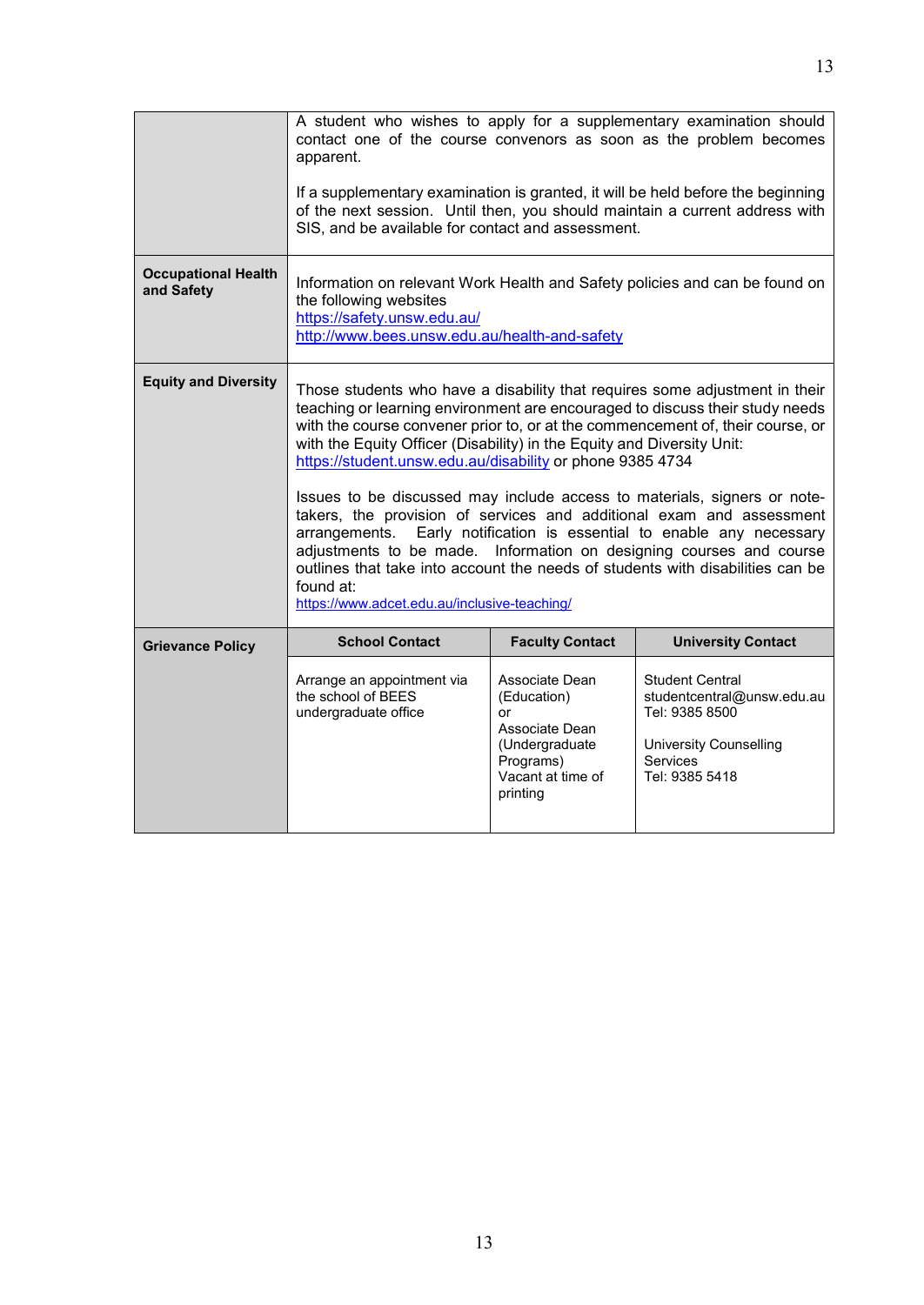| | | | |
|---|---|---|---|
| | A student who wishes to apply for a supplementary examination should contact one of the course convenors as soon as the problem becomes apparent.<br><br>If a supplementary examination is granted, it will be held before the beginning of the next session. Until then, you should maintain a current address with SIS, and be available for contact and assessment. | | |
| **Occupational Health and Safety** | Information on relevant Work Health and Safety policies and can be found on the following websites<br>https://safety.unsw.edu.au/<br>http://www.bees.unsw.edu.au/health-and-safety | | |
| **Equity and Diversity** | Those students who have a disability that requires some adjustment in their teaching or learning environment are encouraged to discuss their study needs with the course convener prior to, or at the commencement of, their course, or with the Equity Officer (Disability) in the Equity and Diversity Unit: https://student.unsw.edu.au/disability or phone 9385 4734<br><br>Issues to be discussed may include access to materials, signers or note-takers, the provision of services and additional exam and assessment arrangements. Early notification is essential to enable any necessary adjustments to be made. Information on designing courses and course outlines that take into account the needs of students with disabilities can be found at:<br>https://www.adcet.edu.au/inclusive-teaching/ | | |
| **Grievance Policy** | **School Contact** | **Faculty Contact** | **University Contact** |
| | Arrange an appointment via the school of BEES undergraduate office | Associate Dean (Education)<br>or<br>Associate Dean (Undergraduate Programs)<br>Vacant at time of printing | Student Central<br>studentcentral@unsw.edu.au<br>Tel: 9385 8500<br><br>University Counselling Services<br>Tel: 9385 5418 |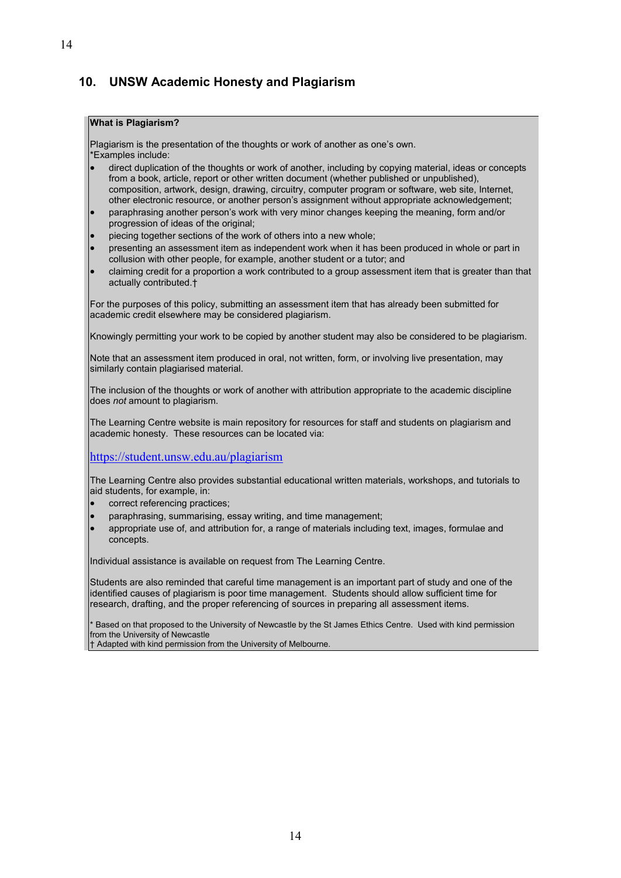## 10. UNSW Academic Honesty and Plagiarism

**What is Plagiarism?**

Plagiarism is the presentation of the thoughts or work of another as one's own.
*Examples include:

- direct duplication of the thoughts or work of another, including by copying material, ideas or concepts from a book, article, report or other written document (whether published or unpublished), composition, artwork, design, drawing, circuitry, computer program or software, web site, Internet, other electronic resource, or another person's assignment without appropriate acknowledgement;
- paraphrasing another person's work with very minor changes keeping the meaning, form and/or progression of ideas of the original;
- piecing together sections of the work of others into a new whole;
- presenting an assessment item as independent work when it has been produced in whole or part in collusion with other people, for example, another student or a tutor; and
- claiming credit for a proportion a work contributed to a group assessment item that is greater than that actually contributed.†

For the purposes of this policy, submitting an assessment item that has already been submitted for academic credit elsewhere may be considered plagiarism.

Knowingly permitting your work to be copied by another student may also be considered to be plagiarism.

Note that an assessment item produced in oral, not written, form, or involving live presentation, may similarly contain plagiarised material.

The inclusion of the thoughts or work of another with attribution appropriate to the academic discipline does *not* amount to plagiarism.

The Learning Centre website is main repository for resources for staff and students on plagiarism and academic honesty. These resources can be located via:

https://student.unsw.edu.au/plagiarism

The Learning Centre also provides substantial educational written materials, workshops, and tutorials to aid students, for example, in:

- correct referencing practices;
- paraphrasing, summarising, essay writing, and time management;
- appropriate use of, and attribution for, a range of materials including text, images, formulae and concepts.

Individual assistance is available on request from The Learning Centre.

Students are also reminded that careful time management is an important part of study and one of the identified causes of plagiarism is poor time management. Students should allow sufficient time for research, drafting, and the proper referencing of sources in preparing all assessment items.

* Based on that proposed to the University of Newcastle by the St James Ethics Centre. Used with kind permission from the University of Newcastle
† Adapted with kind permission from the University of Melbourne.